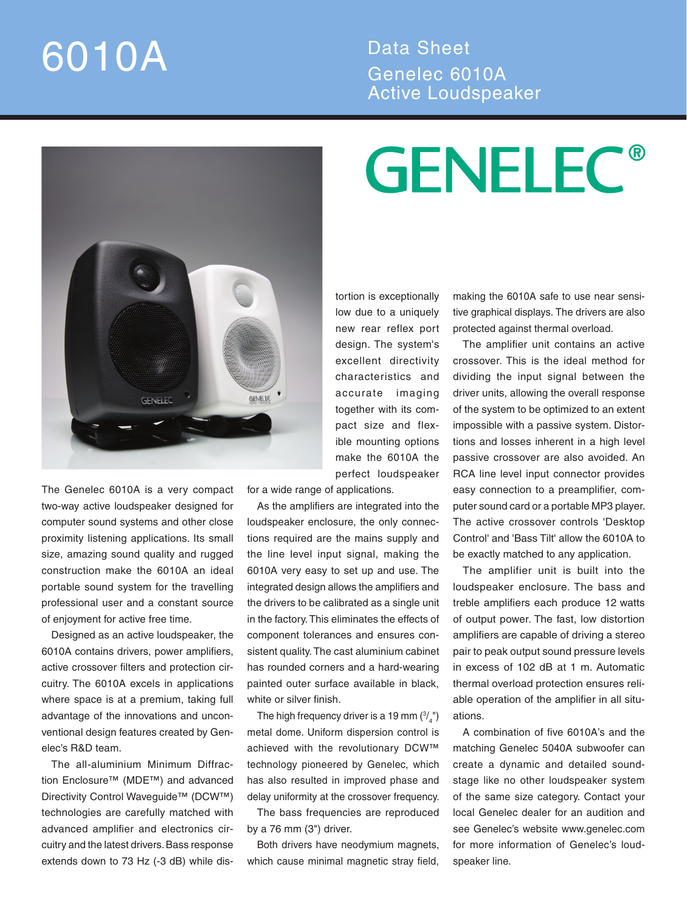# 6010A

## Data Sheet
## Genelec 6010A
## Active Loudspeaker

GENELEC®

The Genelec 6010A is a very compact two-way active loudspeaker designed for computer sound systems and other close proximity listening applications. Its small size, amazing sound quality and rugged construction make the 6010A an ideal portable sound system for the travelling professional user and a constant source of enjoyment for active free time.

Designed as an active loudspeaker, the 6010A contains drivers, power amplifiers, active crossover filters and protection circuitry. The 6010A excels in applications where space is at a premium, taking full advantage of the innovations and unconventional design features created by Genelec's R&D team.

The all-aluminium Minimum Diffraction Enclosure™ (MDE™) and advanced Directivity Control Waveguide™ (DCW™) technologies are carefully matched with advanced amplifier and electronics circuitry and the latest drivers. Bass response extends down to 73 Hz (-3 dB) while distortion is exceptionally low due to a uniquely new rear reflex port design. The system's excellent directivity characteristics and accurate imaging together with its compact size and flexible mounting options make the 6010A the perfect loudspeaker for a wide range of applications.

As the amplifiers are integrated into the loudspeaker enclosure, the only connections required are the mains supply and the line level input signal, making the 6010A very easy to set up and use. The integrated design allows the amplifiers and the drivers to be calibrated as a single unit in the factory. This eliminates the effects of component tolerances and ensures consistent quality. The cast aluminium cabinet has rounded corners and a hard-wearing painted outer surface available in black, white or silver finish.

The high frequency driver is a 19 mm (3/4") metal dome. Uniform dispersion control is achieved with the revolutionary DCW™ technology pioneered by Genelec, which has also resulted in improved phase and delay uniformity at the crossover frequency.

The bass frequencies are reproduced by a 76 mm (3") driver.

Both drivers have neodymium magnets, which cause minimal magnetic stray field, making the 6010A safe to use near sensitive graphical displays. The drivers are also protected against thermal overload.

The amplifier unit contains an active crossover. This is the ideal method for dividing the input signal between the driver units, allowing the overall response of the system to be optimized to an extent impossible with a passive system. Distortions and losses inherent in a high level passive crossover are also avoided. An RCA line level input connector provides easy connection to a preamplifier, computer sound card or a portable MP3 player. The active crossover controls 'Desktop Control' and 'Bass Tilt' allow the 6010A to be exactly matched to any application.

The amplifier unit is built into the loudspeaker enclosure. The bass and treble amplifiers each produce 12 watts of output power. The fast, low distortion amplifiers are capable of driving a stereo pair to peak output sound pressure levels in excess of 102 dB at 1 m. Automatic thermal overload protection ensures reliable operation of the amplifier in all situations.

A combination of five 6010A's and the matching Genelec 5040A subwoofer can create a dynamic and detailed soundstage like no other loudspeaker system of the same size category. Contact your local Genelec dealer for an audition and see Genelec's website www.genelec.com for more information of Genelec's loudspeaker line.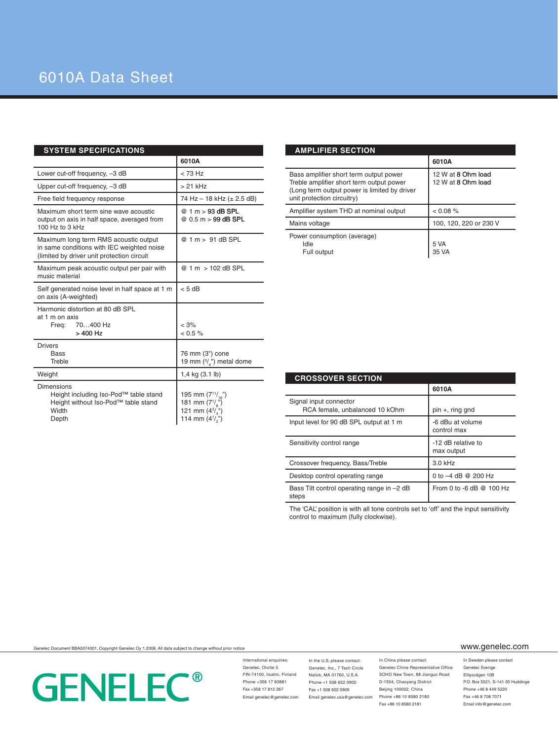# 6010A Data Sheet

## SYSTEM SPECIFICATIONS

| | 6010A |
|---|---|
| Lower cut-off frequency, –3 dB | < 73 Hz |
| Upper cut-off frequency, –3 dB | > 21 kHz |
| Free field frequency response | 74 Hz – 18 kHz (± 2.5 dB) |
| Maximum short term sine wave acoustic output on axis in half space, averaged from 100 Hz to 3 kHz | @ 1 m > 93 dB SPL<br>@ 0.5 m > 99 dB SPL |
| Maximum long term RMS acoustic output in same conditions with IEC weighted noise (limited by driver unit protection circuit | @ 1 m > 91 dB SPL |
| Maximum peak acoustic output per pair with music material | @ 1 m > 102 dB SPL |
| Self generated noise level in half space at 1 m on axis (A-weighted) | < 5 dB |
| Harmonic distortion at 80 dB SPL at 1 m on axis<br>Freq: 70…400 Hz<br>> 400 Hz | <br><br>< 3%<br>< 0.5 % |
| Drivers<br>Bass<br>Treble | <br>76 mm (3") cone<br>19 mm (3/4") metal dome |
| Weight | 1,4 kg (3.1 lb) |
| Dimensions<br>Height including Iso-Pod™ table stand<br>Height without Iso-Pod™ table stand<br>Width<br>Depth | <br>195 mm (7 11/16")<br>181 mm (7 1/8")<br>121 mm (4 3/4")<br>114 mm (4 1/2") |

## AMPLIFIER SECTION

| | 6010A |
|---|---|
| Bass amplifier short term output power<br>Treble amplifier short term output power<br>(Long term output power is limited by driver unit protection circuitry) | 12 W at 8 Ohm load<br>12 W at 8 Ohm load |
| Amplifier system THD at nominal output | < 0.08 % |
| Mains voltage | 100, 120, 220 or 230 V |
| Power consumption (average)<br>Idle<br>Full output | <br>5 VA<br>35 VA |

## CROSSOVER SECTION

| | 6010A |
|---|---|
| Signal input connector<br>RCA female, unbalanced 10 kOhm | <br>pin +, ring gnd |
| Input level for 90 dB SPL output at 1 m | -6 dBu at volume control max |
| Sensitivity control range | -12 dB relative to max output |
| Crossover frequency, Bass/Treble | 3.0 kHz |
| Desktop control operating range | 0 to –4 dB @ 200 Hz |
| Bass Tilt control operating range in –2 dB steps | From 0 to -6 dB @ 100 Hz |

The 'CAL' position is with all tone controls set to 'off' and the input sensitivity control to maximum (fully clockwise).

Genelec Document BBA0074001. Copyright Genelec Oy 1.2008. All data subject to change without prior notice

www.genelec.com

GENELEC®

International enquiries:
Genelec, Olvitie 5
FIN-74100, Iisalmi, Finland
Phone +358 17 83881
Fax +358 17 812 267
Email genelec@genelec.com

In the U.S. please contact:
Genelec, Inc., 7 Tech Circle
Natick, MA 01760, U.S.A.
Phone +1 508 652 0900
Fax +1 508 652 0909
Email genelec.usa@genelec.com

In China please contact:
Genelec China Representative Office
SOHO New Town, 88 Jianguo Road
D-1504, Chaoyang District
Beijing 100022, China
Phone +86 10 8580 2180
Fax +86 10 8580 2181

In Sweden please contact
Genelec Sverige
Ellipsvägen 10B
P.O. Box 5521, S-141 05 Huddinge
Phone +46 8 449 5220
Fax +46 8 708 7071
Email info@genelec.com